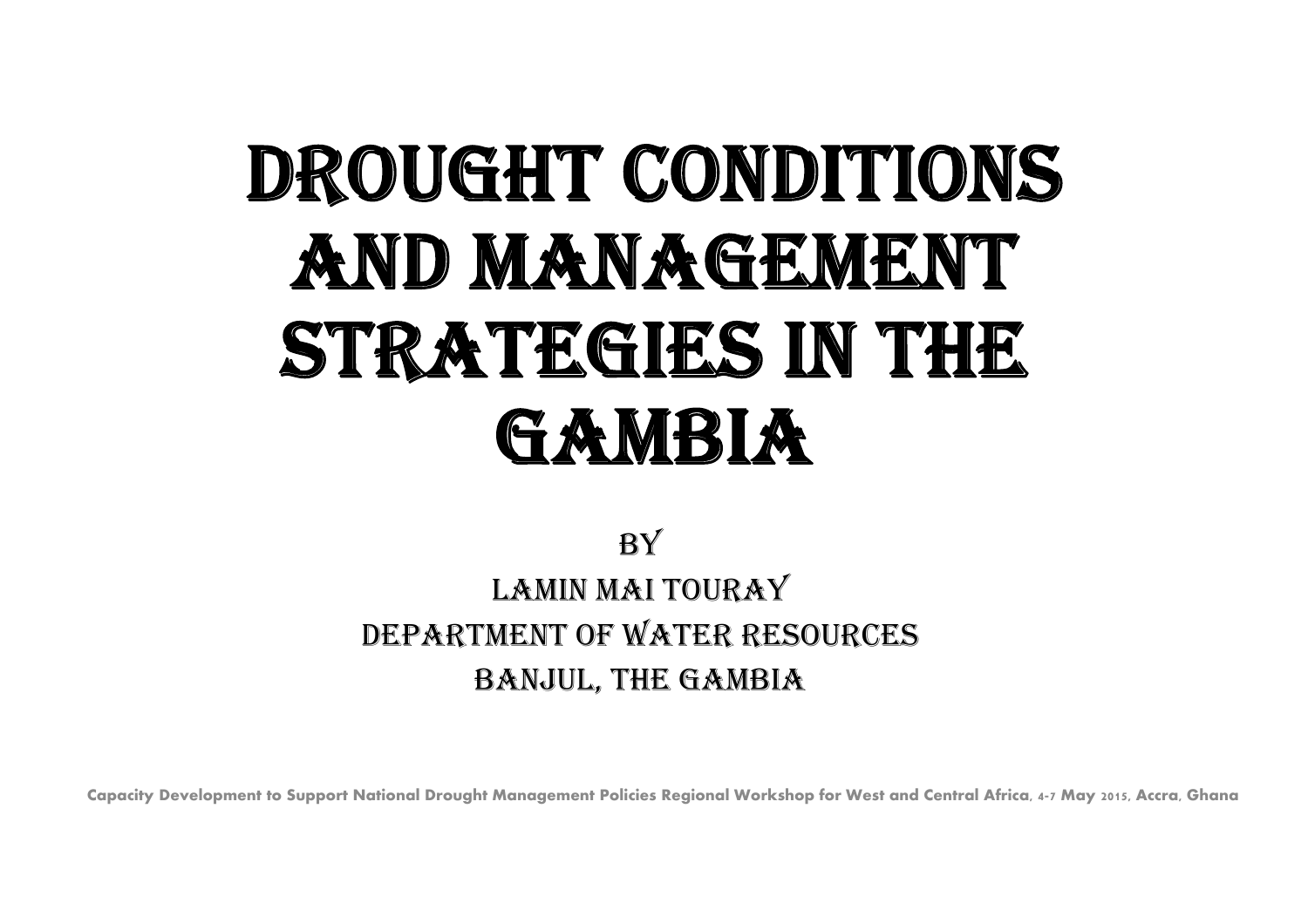# DROUGHT CONDITIONS AND MANAGEMENT STRATEGIES IN THE GAMBIA

BY

LAMIN MAI TOURAY

DEPARTMENT OF WATER RESOURCES

BANJUL, THE GAMBIA

**Capacity Development to Support National Drought Management Policies Regional Workshop for West and Central Africa, 4-7 May 2015, Accra, Ghana**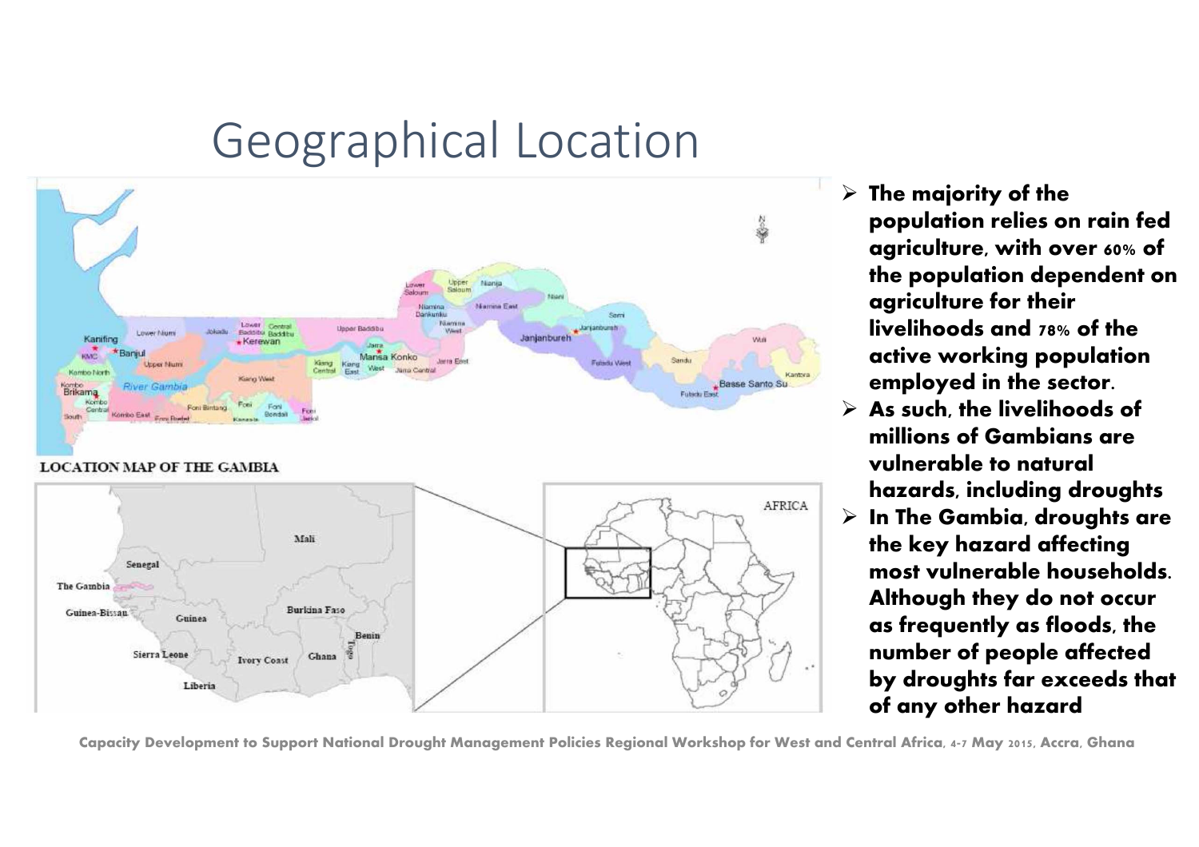# Geographical Location

LOCATION MAP OF THE GAMBIA

- **The majority of the population relies on rain fed agriculture, with over 60% of the population dependent on agriculture for their livelihoods and 78% of the active working population employed in the sector.**
- **As such, the livelihoods of millions of Gambians are vulnerable to natural hazards, including droughts**
- **In The Gambia, droughts are the key hazard affecting most vulnerable households. Although they do not occur as frequently as floods, the number of people affected by droughts far exceeds that of any other hazard**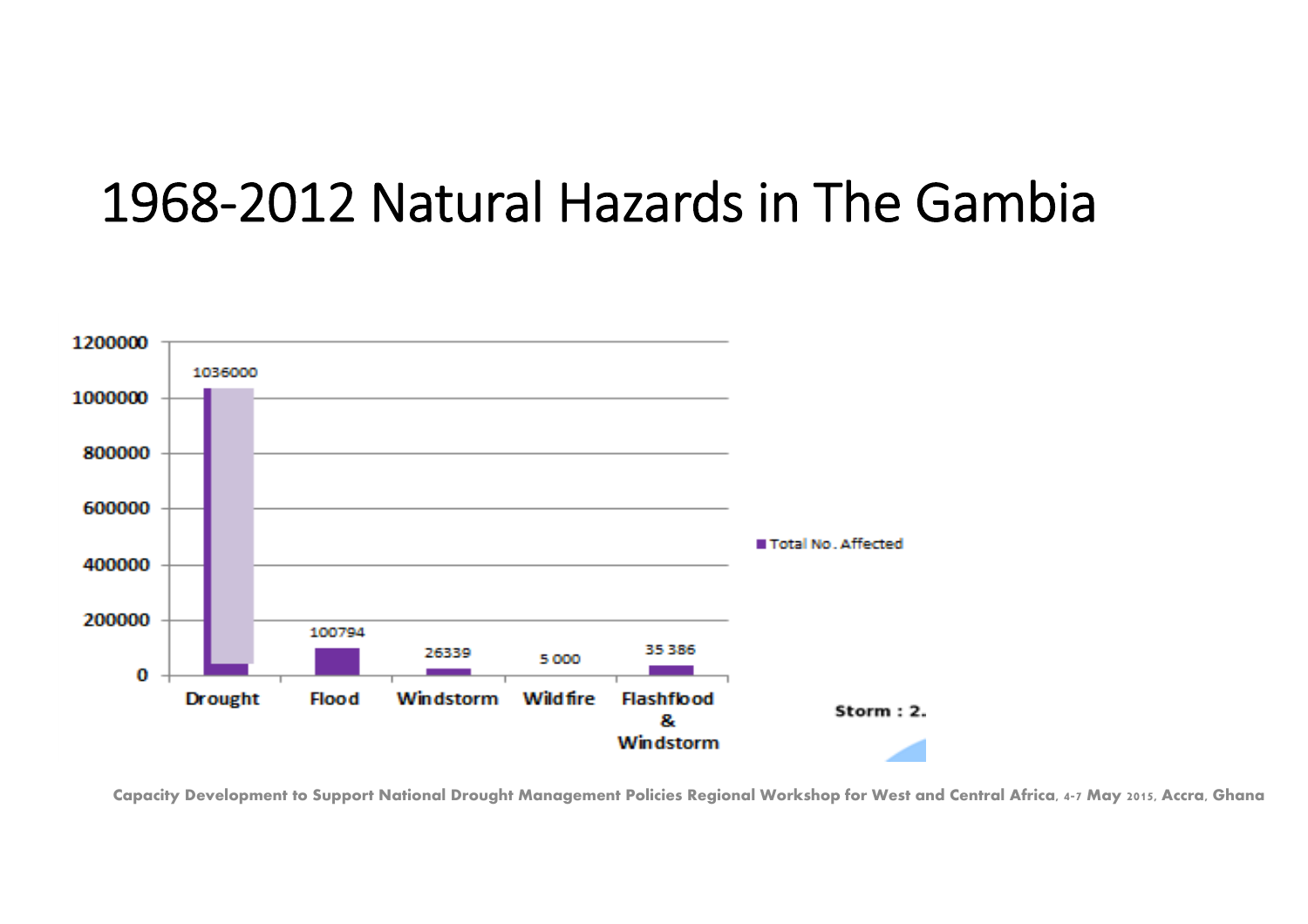# 1968-2012 Natural Hazards in The Gambia

| | Total No. Affected |
|---|---|
| Drought | 1036000 |
| Flood | 100794 |
| Windstorm | 26339 |
| Wild fire | 5 000 |
| Flashflood & Windstorm | 35 386 |

Storm : 2.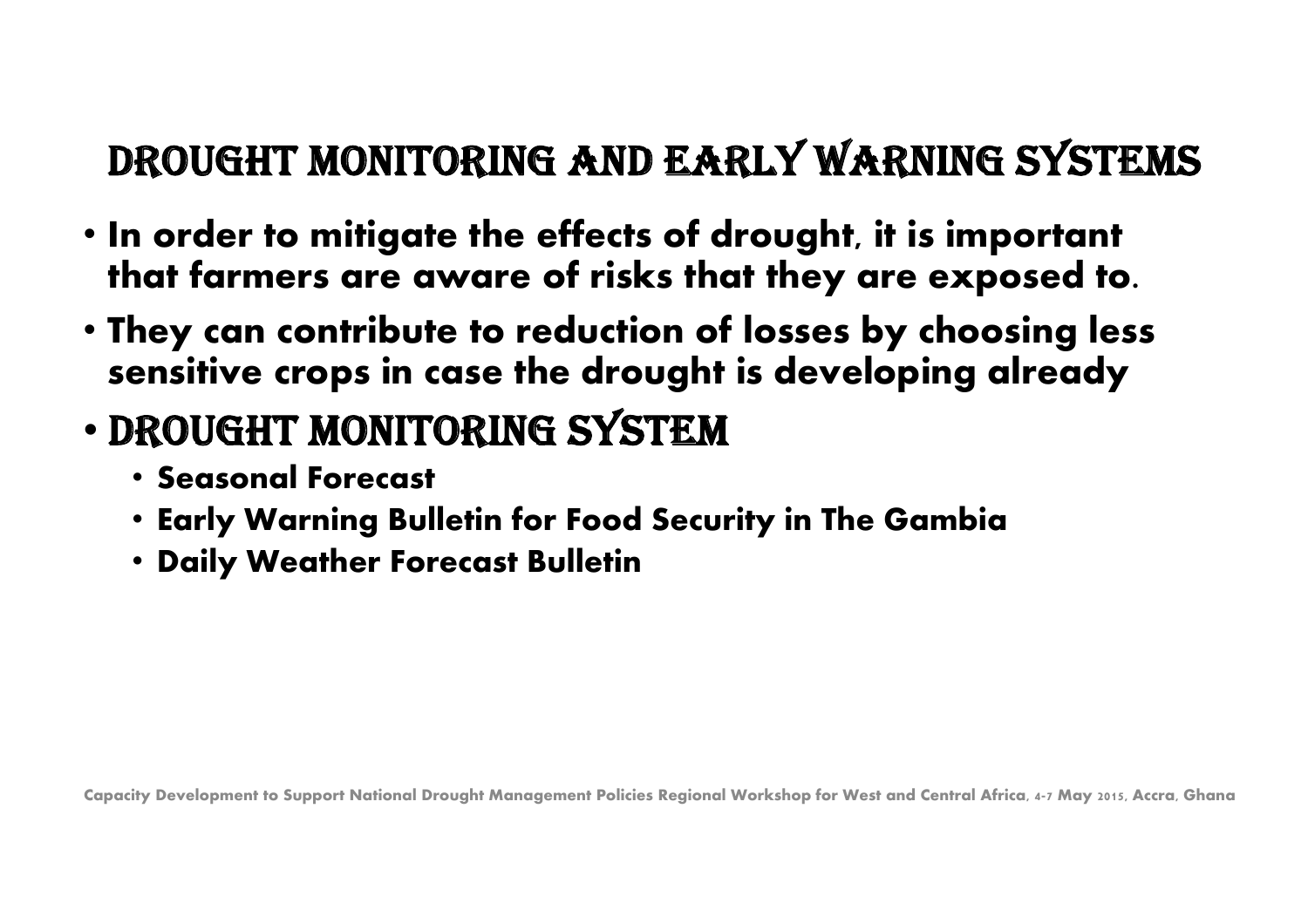# DROUGHT MONITORING AND EARLY WARNING SYSTEMS

- **In order to mitigate the effects of drought, it is important that farmers are aware of risks that they are exposed to.**
- **They can contribute to reduction of losses by choosing less sensitive crops in case the drought is developing already**
- DROUGHT MONITORING SYSTEM
  - **Seasonal Forecast**
  - **Early Warning Bulletin for Food Security in The Gambia**
  - **Daily Weather Forecast Bulletin**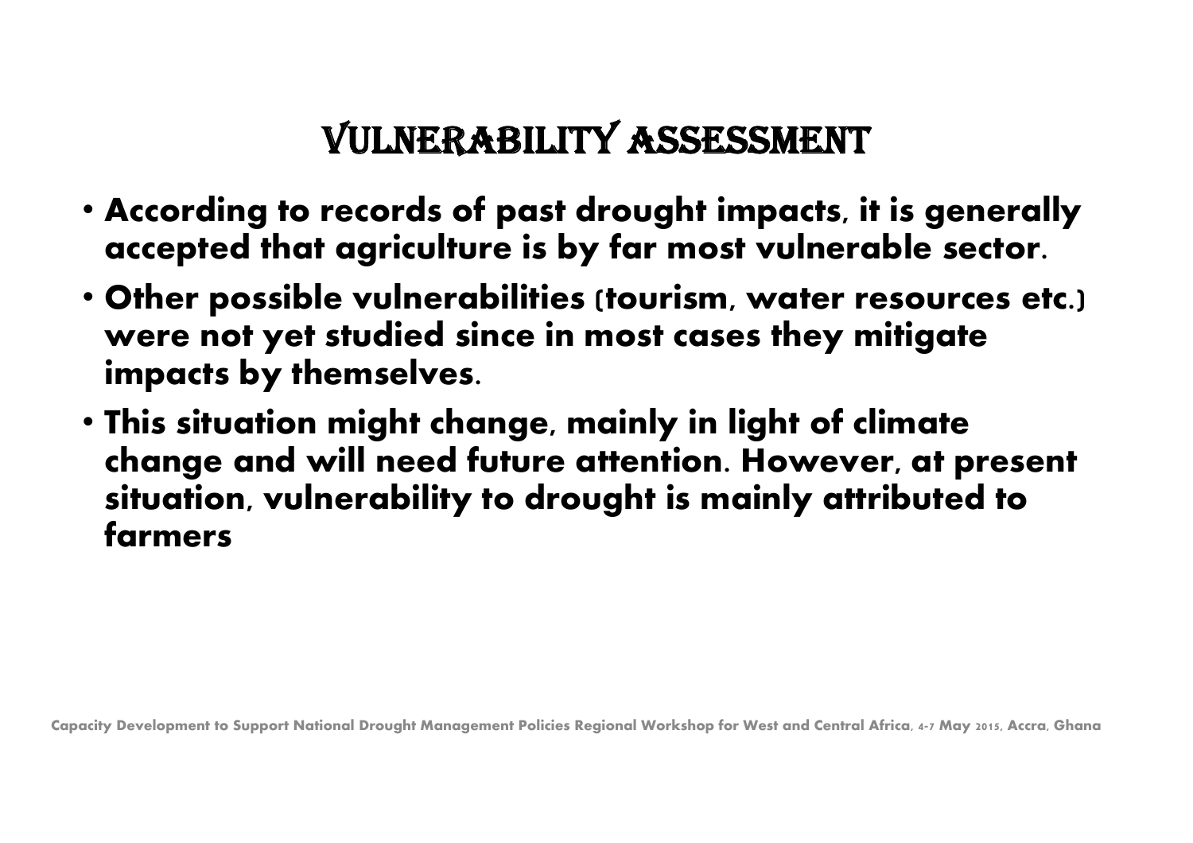# Vulnerability Assessment

- **According to records of past drought impacts, it is generally accepted that agriculture is by far most vulnerable sector.**
- **Other possible vulnerabilities (tourism, water resources etc.) were not yet studied since in most cases they mitigate impacts by themselves.**
- **This situation might change, mainly in light of climate change and will need future attention. However, at present situation, vulnerability to drought is mainly attributed to farmers**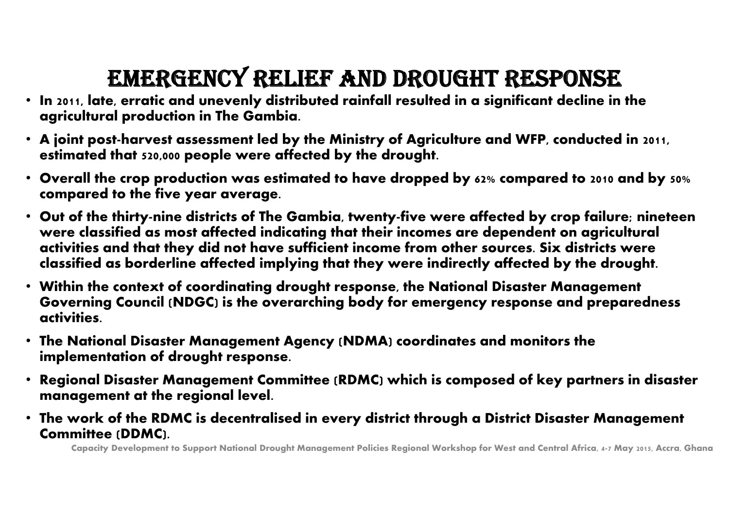# Emergency Relief and Drought Response

- **In 2011, late, erratic and unevenly distributed rainfall resulted in a significant decline in the agricultural production in The Gambia.**
- **A joint post-harvest assessment led by the Ministry of Agriculture and WFP, conducted in 2011, estimated that 520,000 people were affected by the drought.**
- **Overall the crop production was estimated to have dropped by 62% compared to 2010 and by 50% compared to the five year average.**
- **Out of the thirty-nine districts of The Gambia, twenty-five were affected by crop failure; nineteen were classified as most affected indicating that their incomes are dependent on agricultural activities and that they did not have sufficient income from other sources. Six districts were classified as borderline affected implying that they were indirectly affected by the drought.**
- **Within the context of coordinating drought response, the National Disaster Management Governing Council (NDGC) is the overarching body for emergency response and preparedness activities.**
- **The National Disaster Management Agency (NDMA) coordinates and monitors the implementation of drought response.**
- **Regional Disaster Management Committee (RDMC) which is composed of key partners in disaster management at the regional level.**
- **The work of the RDMC is decentralised in every district through a District Disaster Management Committee (DDMC).**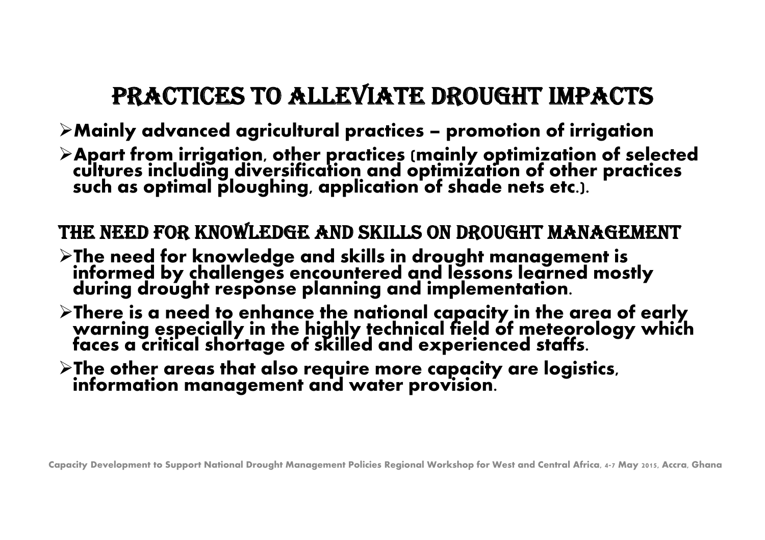# PRACTICES TO ALLEVIATE DROUGHT IMPACTS

- **Mainly advanced agricultural practices – promotion of irrigation**
- **Apart from irrigation, other practices (mainly optimization of selected cultures including diversification and optimization of other practices such as optimal ploughing, application of shade nets etc.).**

# THE NEED FOR KNOWLEDGE AND SKILLS ON DROUGHT MANAGEMENT

- **The need for knowledge and skills in drought management is informed by challenges encountered and lessons learned mostly during drought response planning and implementation.**
- **There is a need to enhance the national capacity in the area of early warning especially in the highly technical field of meteorology which faces a critical shortage of skilled and experienced staffs.**
- **The other areas that also require more capacity are logistics, information management and water provision.**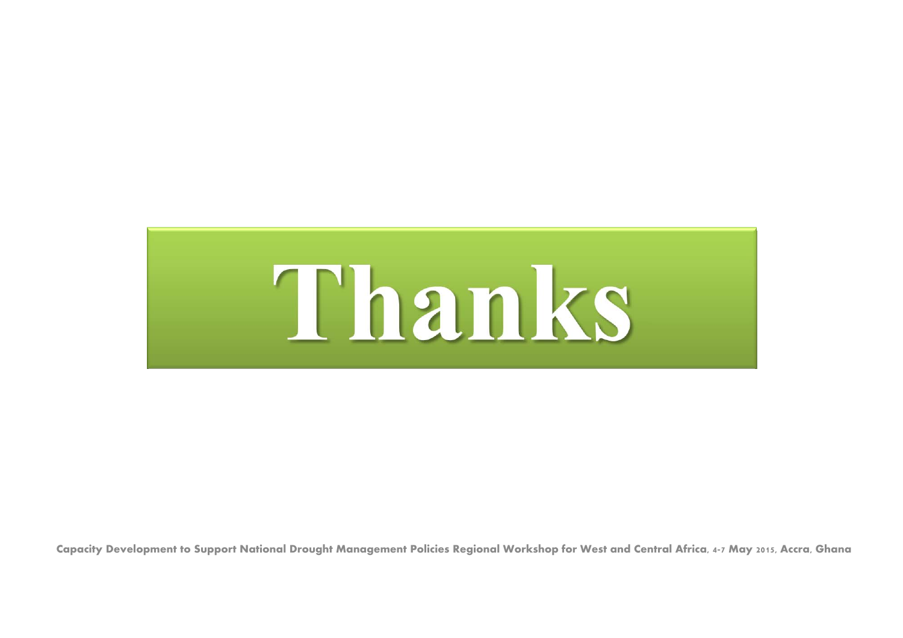# Thanks